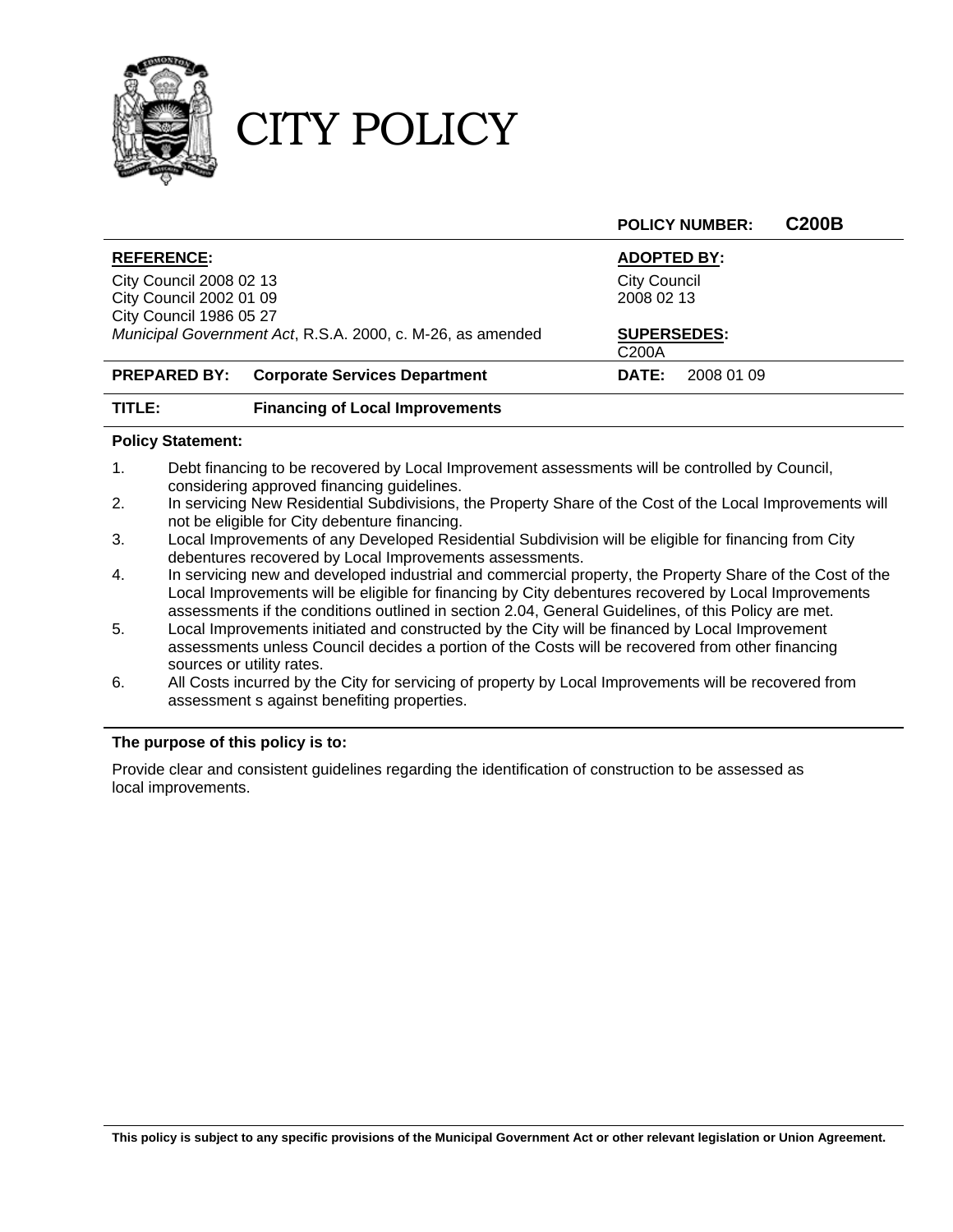# CITY POLICY

**POLICY NUMBER: C200B**

| | |
|---|---|
| **REFERENCE:**<br>City Council 2008 02 13<br>City Council 2002 01 09<br>City Council 1986 05 27<br>*Municipal Government Act*, R.S.A. 2000, c. M-26, as amended | **ADOPTED BY:**<br>City Council<br>2008 02 13<br><br>**SUPERSEDES:**<br>C200A |
| **PREPARED BY:** **Corporate Services Department** | **DATE:** 2008 01 09 |
| **TITLE:** **Financing of Local Improvements** | |

**Policy Statement:**

1. Debt financing to be recovered by Local Improvement assessments will be controlled by Council, considering approved financing guidelines.
2. In servicing New Residential Subdivisions, the Property Share of the Cost of the Local Improvements will not be eligible for City debenture financing.
3. Local Improvements of any Developed Residential Subdivision will be eligible for financing from City debentures recovered by Local Improvements assessments.
4. In servicing new and developed industrial and commercial property, the Property Share of the Cost of the Local Improvements will be eligible for financing by City debentures recovered by Local Improvements assessments if the conditions outlined in section 2.04, General Guidelines, of this Policy are met.
5. Local Improvements initiated and constructed by the City will be financed by Local Improvement assessments unless Council decides a portion of the Costs will be recovered from other financing sources or utility rates.
6. All Costs incurred by the City for servicing of property by Local Improvements will be recovered from assessment s against benefiting properties.

**The purpose of this policy is to:**

Provide clear and consistent guidelines regarding the identification of construction to be assessed as local improvements.

**This policy is subject to any specific provisions of the Municipal Government Act or other relevant legislation or Union Agreement.**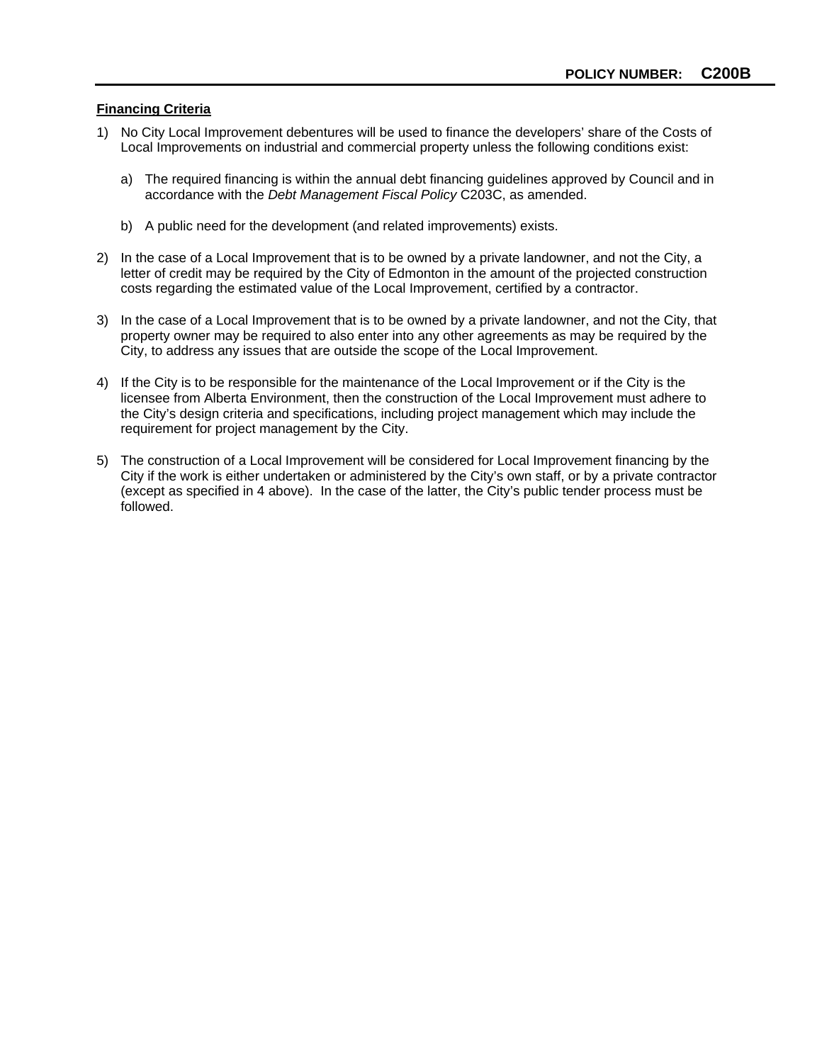**Financing Criteria**

1) No City Local Improvement debentures will be used to finance the developers' share of the Costs of Local Improvements on industrial and commercial property unless the following conditions exist:

   a) The required financing is within the annual debt financing guidelines approved by Council and in accordance with the *Debt Management Fiscal Policy* C203C, as amended.

   b) A public need for the development (and related improvements) exists.

2) In the case of a Local Improvement that is to be owned by a private landowner, and not the City, a letter of credit may be required by the City of Edmonton in the amount of the projected construction costs regarding the estimated value of the Local Improvement, certified by a contractor.

3) In the case of a Local Improvement that is to be owned by a private landowner, and not the City, that property owner may be required to also enter into any other agreements as may be required by the City, to address any issues that are outside the scope of the Local Improvement.

4) If the City is to be responsible for the maintenance of the Local Improvement or if the City is the licensee from Alberta Environment, then the construction of the Local Improvement must adhere to the City's design criteria and specifications, including project management which may include the requirement for project management by the City.

5) The construction of a Local Improvement will be considered for Local Improvement financing by the City if the work is either undertaken or administered by the City's own staff, or by a private contractor (except as specified in 4 above). In the case of the latter, the City's public tender process must be followed.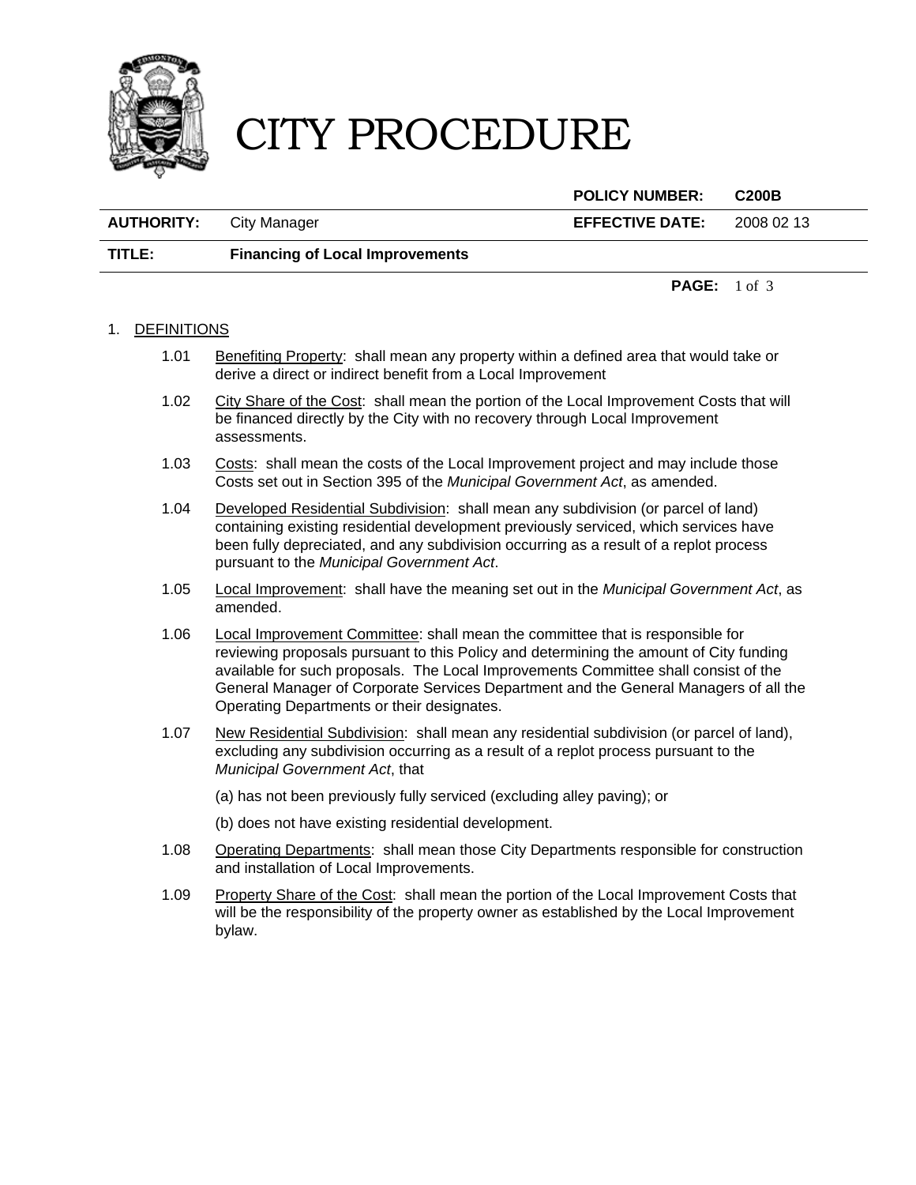# CITY PROCEDURE

| | | | |
|---|---|---|---|
| | | **POLICY NUMBER:** | **C200B** |
| **AUTHORITY:** | City Manager | **EFFECTIVE DATE:** | 2008 02 13 |
| **TITLE:** | **Financing of Local Improvements** | | |

## 1. DEFINITIONS

1.01 Benefiting Property: shall mean any property within a defined area that would take or derive a direct or indirect benefit from a Local Improvement

1.02 City Share of the Cost: shall mean the portion of the Local Improvement Costs that will be financed directly by the City with no recovery through Local Improvement assessments.

1.03 Costs: shall mean the costs of the Local Improvement project and may include those Costs set out in Section 395 of the *Municipal Government Act*, as amended.

1.04 Developed Residential Subdivision: shall mean any subdivision (or parcel of land) containing existing residential development previously serviced, which services have been fully depreciated, and any subdivision occurring as a result of a replot process pursuant to the *Municipal Government Act*.

1.05 Local Improvement: shall have the meaning set out in the *Municipal Government Act*, as amended.

1.06 Local Improvement Committee: shall mean the committee that is responsible for reviewing proposals pursuant to this Policy and determining the amount of City funding available for such proposals. The Local Improvements Committee shall consist of the General Manager of Corporate Services Department and the General Managers of all the Operating Departments or their designates.

1.07 New Residential Subdivision: shall mean any residential subdivision (or parcel of land), excluding any subdivision occurring as a result of a replot process pursuant to the *Municipal Government Act*, that

(a) has not been previously fully serviced (excluding alley paving); or

(b) does not have existing residential development.

1.08 Operating Departments: shall mean those City Departments responsible for construction and installation of Local Improvements.

1.09 Property Share of the Cost: shall mean the portion of the Local Improvement Costs that will be the responsibility of the property owner as established by the Local Improvement bylaw.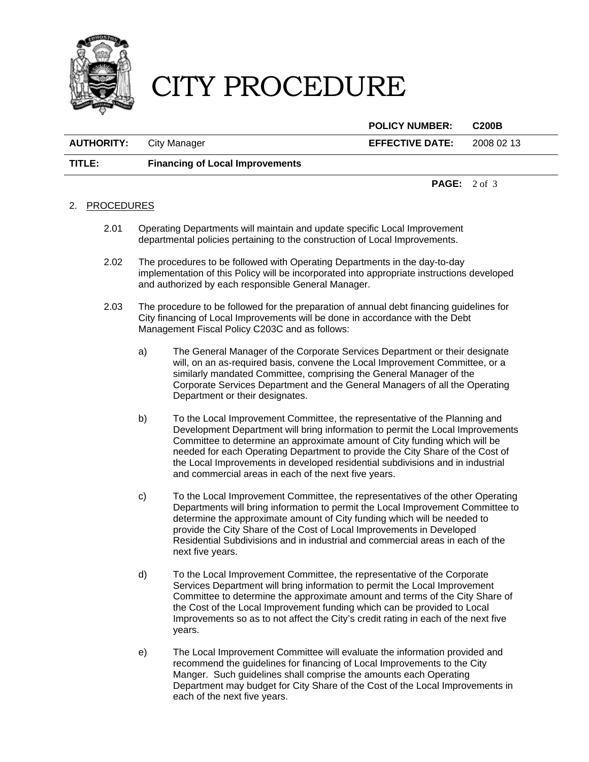# CITY PROCEDURE

| | | **POLICY NUMBER:** | **C200B** |
|---|---|---|---|
| **AUTHORITY:** | City Manager | **EFFECTIVE DATE:** | 2008 02 13 |
| **TITLE:** | **Financing of Local Improvements** | | |

## 2. PROCEDURES

2.01 Operating Departments will maintain and update specific Local Improvement departmental policies pertaining to the construction of Local Improvements.

2.02 The procedures to be followed with Operating Departments in the day-to-day implementation of this Policy will be incorporated into appropriate instructions developed and authorized by each responsible General Manager.

2.03 The procedure to be followed for the preparation of annual debt financing guidelines for City financing of Local Improvements will be done in accordance with the Debt Management Fiscal Policy C203C and as follows:

a) The General Manager of the Corporate Services Department or their designate will, on an as-required basis, convene the Local Improvement Committee, or a similarly mandated Committee, comprising the General Manager of the Corporate Services Department and the General Managers of all the Operating Department or their designates.

b) To the Local Improvement Committee, the representative of the Planning and Development Department will bring information to permit the Local Improvements Committee to determine an approximate amount of City funding which will be needed for each Operating Department to provide the City Share of the Cost of the Local Improvements in developed residential subdivisions and in industrial and commercial areas in each of the next five years.

c) To the Local Improvement Committee, the representatives of the other Operating Departments will bring information to permit the Local Improvement Committee to determine the approximate amount of City funding which will be needed to provide the City Share of the Cost of Local Improvements in Developed Residential Subdivisions and in industrial and commercial areas in each of the next five years.

d) To the Local Improvement Committee, the representative of the Corporate Services Department will bring information to permit the Local Improvement Committee to determine the approximate amount and terms of the City Share of the Cost of the Local Improvement funding which can be provided to Local Improvements so as to not affect the City's credit rating in each of the next five years.

e) The Local Improvement Committee will evaluate the information provided and recommend the guidelines for financing of Local Improvements to the City Manger. Such guidelines shall comprise the amounts each Operating Department may budget for City Share of the Cost of the Local Improvements in each of the next five years.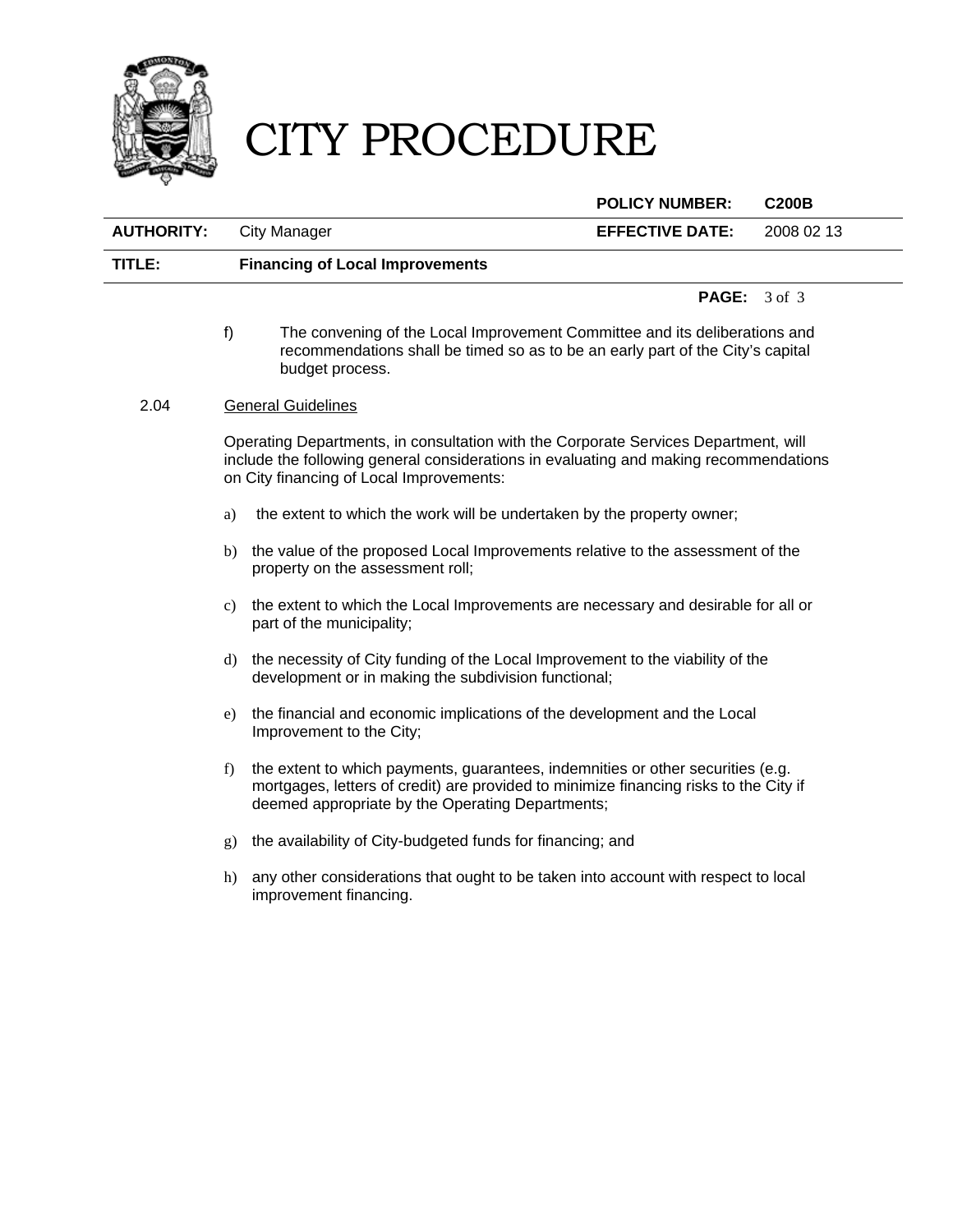f) The convening of the Local Improvement Committee and its deliberations and recommendations shall be timed so as to be an early part of the City's capital budget process.

2.04 General Guidelines

Operating Departments, in consultation with the Corporate Services Department, will include the following general considerations in evaluating and making recommendations on City financing of Local Improvements:

a) the extent to which the work will be undertaken by the property owner;

b) the value of the proposed Local Improvements relative to the assessment of the property on the assessment roll;

c) the extent to which the Local Improvements are necessary and desirable for all or part of the municipality;

d) the necessity of City funding of the Local Improvement to the viability of the development or in making the subdivision functional;

e) the financial and economic implications of the development and the Local Improvement to the City;

f) the extent to which payments, guarantees, indemnities or other securities (e.g. mortgages, letters of credit) are provided to minimize financing risks to the City if deemed appropriate by the Operating Departments;

g) the availability of City-budgeted funds for financing; and

h) any other considerations that ought to be taken into account with respect to local improvement financing.